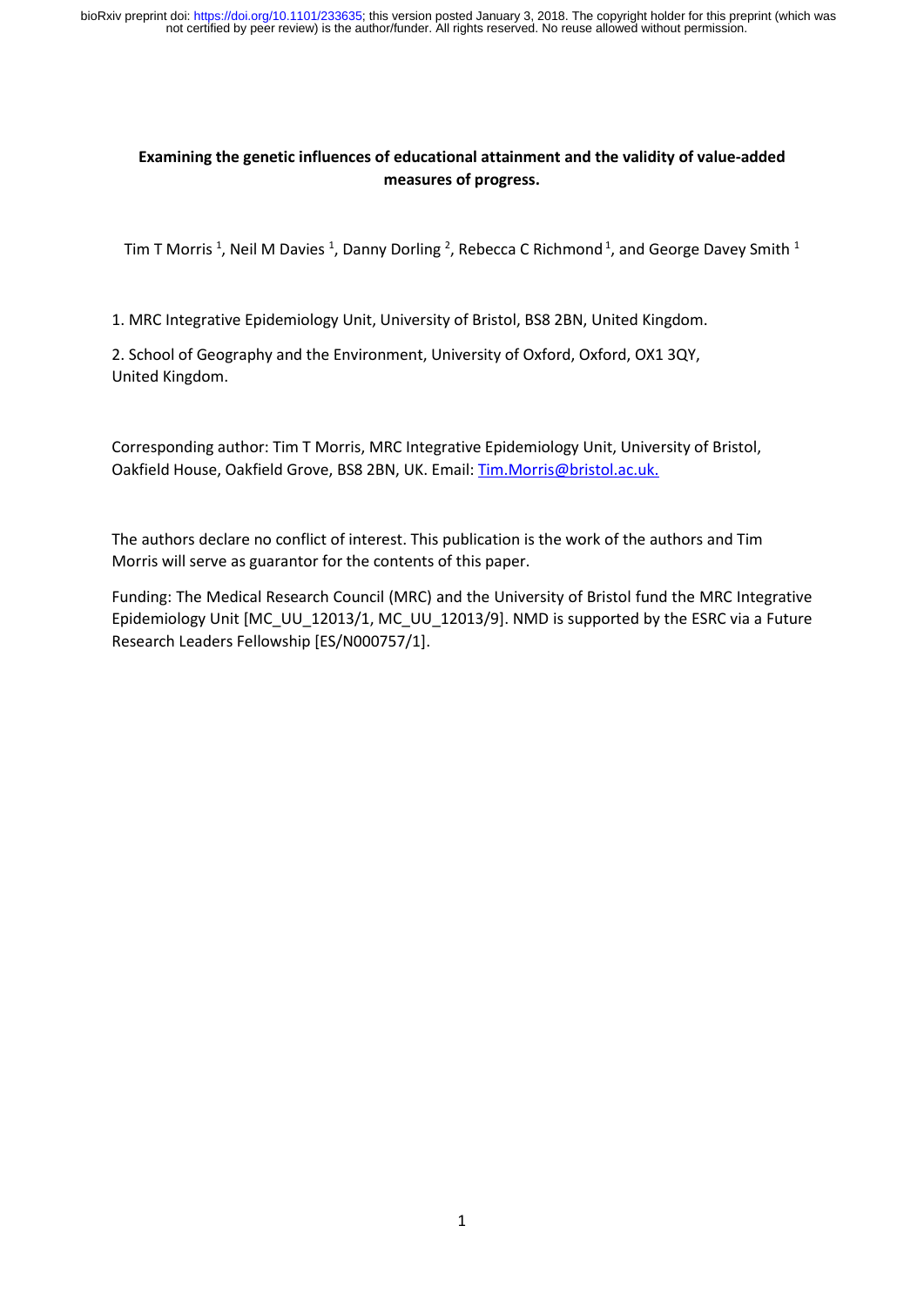**Examining the genetic influences of educational attainment and the validity of value-added measures of progress.**

Tim T Morris [1], Neil M Davies [1], Danny Dorling [2], Rebecca C Richmond [1], and George Davey Smith [1]

1. MRC Integrative Epidemiology Unit, University of Bristol, BS8 2BN, United Kingdom.

2. School of Geography and the Environment, University of Oxford, Oxford, OX1 3QY, United Kingdom.

Corresponding author: Tim T Morris, MRC Integrative Epidemiology Unit, University of Bristol, Oakfield House, Oakfield Grove, BS8 2BN, UK. Email: Tim.Morris@bristol.ac.uk.

The authors declare no conflict of interest. This publication is the work of the authors and Tim Morris will serve as guarantor for the contents of this paper.

Funding: The Medical Research Council (MRC) and the University of Bristol fund the MRC Integrative Epidemiology Unit [MC_UU_12013/1, MC_UU_12013/9]. NMD is supported by the ESRC via a Future Research Leaders Fellowship [ES/N000757/1].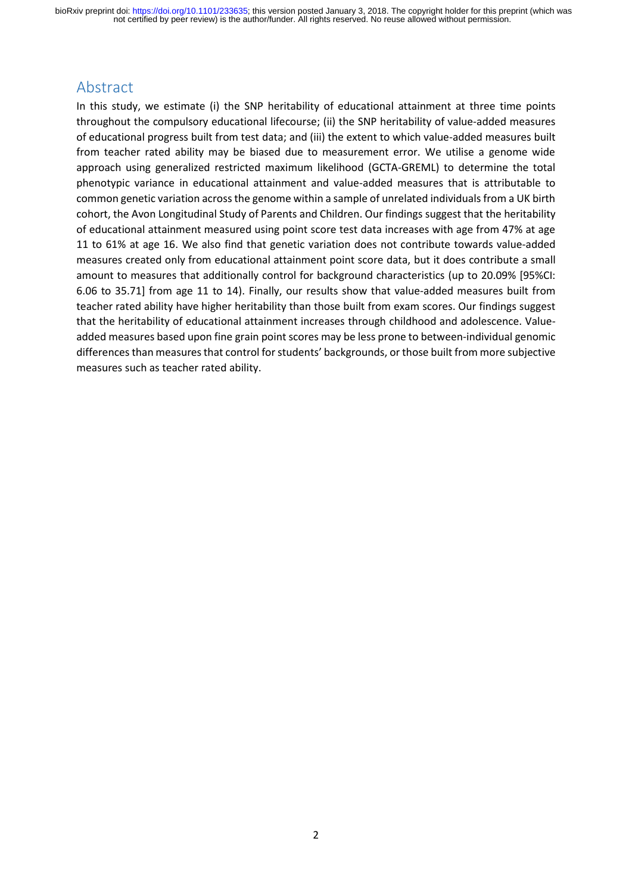## Abstract

In this study, we estimate (i) the SNP heritability of educational attainment at three time points throughout the compulsory educational lifecourse; (ii) the SNP heritability of value-added measures of educational progress built from test data; and (iii) the extent to which value-added measures built from teacher rated ability may be biased due to measurement error. We utilise a genome wide approach using generalized restricted maximum likelihood (GCTA-GREML) to determine the total phenotypic variance in educational attainment and value-added measures that is attributable to common genetic variation across the genome within a sample of unrelated individuals from a UK birth cohort, the Avon Longitudinal Study of Parents and Children. Our findings suggest that the heritability of educational attainment measured using point score test data increases with age from 47% at age 11 to 61% at age 16. We also find that genetic variation does not contribute towards value-added measures created only from educational attainment point score data, but it does contribute a small amount to measures that additionally control for background characteristics (up to 20.09% [95%CI: 6.06 to 35.71] from age 11 to 14). Finally, our results show that value-added measures built from teacher rated ability have higher heritability than those built from exam scores. Our findings suggest that the heritability of educational attainment increases through childhood and adolescence. Value-added measures based upon fine grain point scores may be less prone to between-individual genomic differences than measures that control for students' backgrounds, or those built from more subjective measures such as teacher rated ability.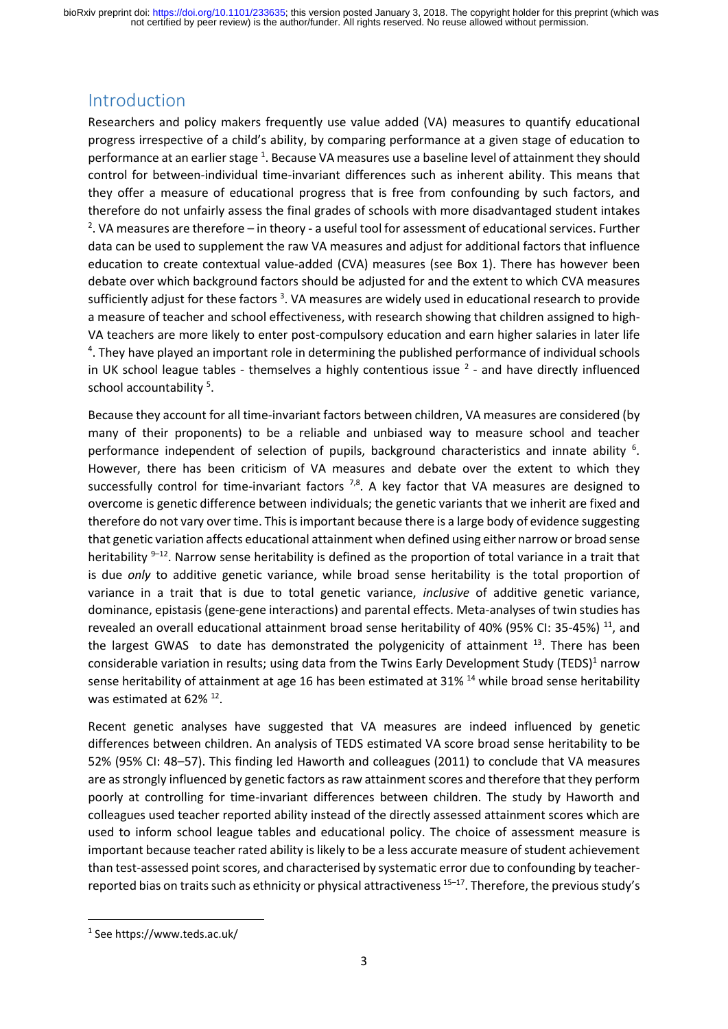## Introduction

Researchers and policy makers frequently use value added (VA) measures to quantify educational progress irrespective of a child's ability, by comparing performance at a given stage of education to performance at an earlier stage [1]. Because VA measures use a baseline level of attainment they should control for between-individual time-invariant differences such as inherent ability. This means that they offer a measure of educational progress that is free from confounding by such factors, and therefore do not unfairly assess the final grades of schools with more disadvantaged student intakes [2]. VA measures are therefore – in theory - a useful tool for assessment of educational services. Further data can be used to supplement the raw VA measures and adjust for additional factors that influence education to create contextual value-added (CVA) measures (see Box 1). There has however been debate over which background factors should be adjusted for and the extent to which CVA measures sufficiently adjust for these factors [3]. VA measures are widely used in educational research to provide a measure of teacher and school effectiveness, with research showing that children assigned to high-VA teachers are more likely to enter post-compulsory education and earn higher salaries in later life [4]. They have played an important role in determining the published performance of individual schools in UK school league tables - themselves a highly contentious issue [2] - and have directly influenced school accountability [5].

Because they account for all time-invariant factors between children, VA measures are considered (by many of their proponents) to be a reliable and unbiased way to measure school and teacher performance independent of selection of pupils, background characteristics and innate ability [6]. However, there has been criticism of VA measures and debate over the extent to which they successfully control for time-invariant factors [7,8]. A key factor that VA measures are designed to overcome is genetic difference between individuals; the genetic variants that we inherit are fixed and therefore do not vary over time. This is important because there is a large body of evidence suggesting that genetic variation affects educational attainment when defined using either narrow or broad sense heritability [9–12]. Narrow sense heritability is defined as the proportion of total variance in a trait that is due *only* to additive genetic variance, while broad sense heritability is the total proportion of variance in a trait that is due to total genetic variance, *inclusive* of additive genetic variance, dominance, epistasis (gene-gene interactions) and parental effects. Meta-analyses of twin studies has revealed an overall educational attainment broad sense heritability of 40% (95% CI: 35-45%) [11], and the largest GWAS to date has demonstrated the polygenicity of attainment [13]. There has been considerable variation in results; using data from the Twins Early Development Study (TEDS)[1] narrow sense heritability of attainment at age 16 has been estimated at 31% [14] while broad sense heritability was estimated at 62% [12].

Recent genetic analyses have suggested that VA measures are indeed influenced by genetic differences between children. An analysis of TEDS estimated VA score broad sense heritability to be 52% (95% CI: 48–57). This finding led Haworth and colleagues (2011) to conclude that VA measures are as strongly influenced by genetic factors as raw attainment scores and therefore that they perform poorly at controlling for time-invariant differences between children. The study by Haworth and colleagues used teacher reported ability instead of the directly assessed attainment scores which are used to inform school league tables and educational policy. The choice of assessment measure is important because teacher rated ability is likely to be a less accurate measure of student achievement than test-assessed point scores, and characterised by systematic error due to confounding by teacher-reported bias on traits such as ethnicity or physical attractiveness [15–17]. Therefore, the previous study's

[1] See https://www.teds.ac.uk/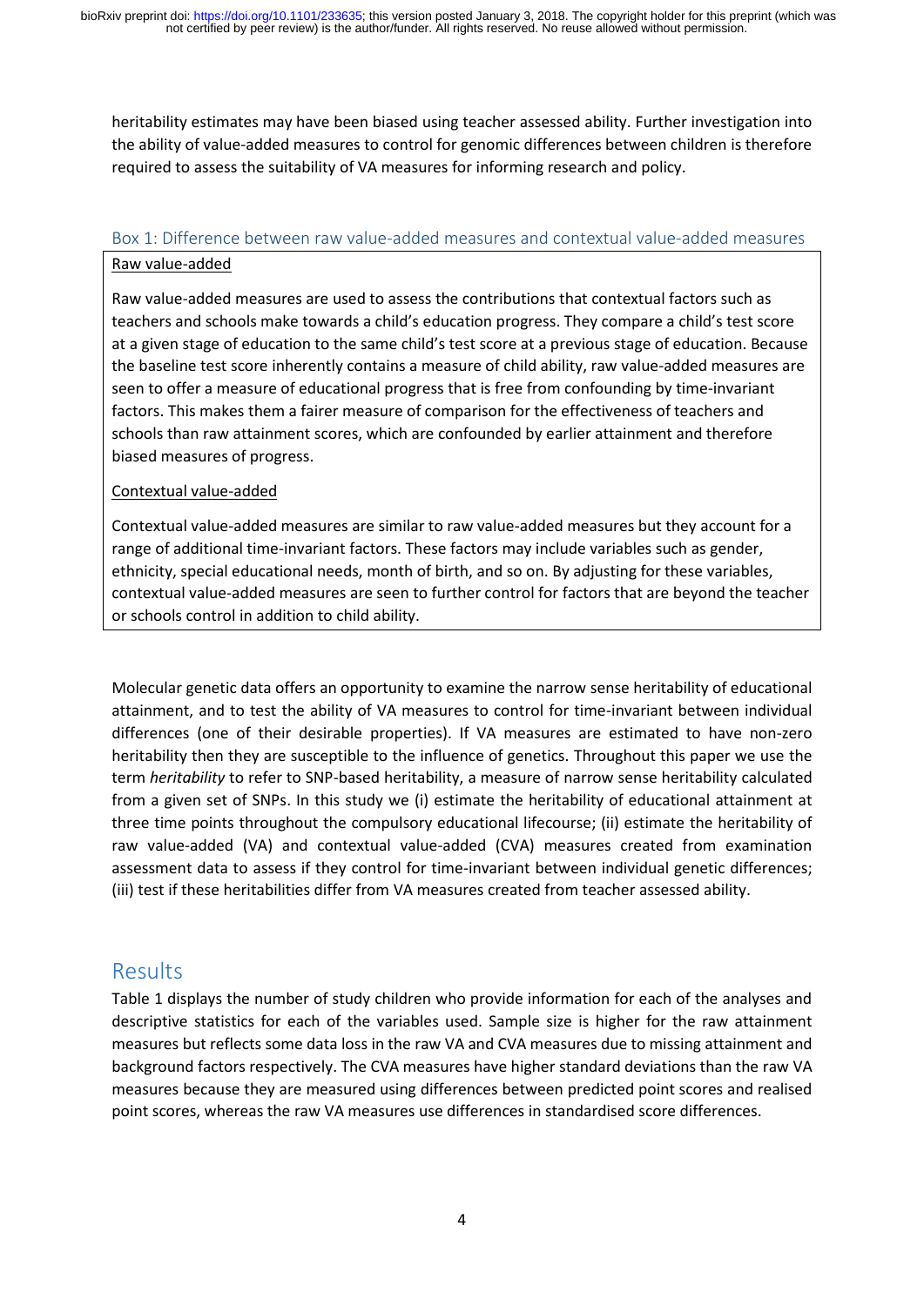heritability estimates may have been biased using teacher assessed ability. Further investigation into the ability of value-added measures to control for genomic differences between children is therefore required to assess the suitability of VA measures for informing research and policy.

### Box 1: Difference between raw value-added measures and contextual value-added measures

<u>Raw value-added</u>

Raw value-added measures are used to assess the contributions that contextual factors such as teachers and schools make towards a child's education progress. They compare a child's test score at a given stage of education to the same child's test score at a previous stage of education. Because the baseline test score inherently contains a measure of child ability, raw value-added measures are seen to offer a measure of educational progress that is free from confounding by time-invariant factors. This makes them a fairer measure of comparison for the effectiveness of teachers and schools than raw attainment scores, which are confounded by earlier attainment and therefore biased measures of progress.

<u>Contextual value-added</u>

Contextual value-added measures are similar to raw value-added measures but they account for a range of additional time-invariant factors. These factors may include variables such as gender, ethnicity, special educational needs, month of birth, and so on. By adjusting for these variables, contextual value-added measures are seen to further control for factors that are beyond the teacher or schools control in addition to child ability.

Molecular genetic data offers an opportunity to examine the narrow sense heritability of educational attainment, and to test the ability of VA measures to control for time-invariant between individual differences (one of their desirable properties). If VA measures are estimated to have non-zero heritability then they are susceptible to the influence of genetics. Throughout this paper we use the term *heritability* to refer to SNP-based heritability, a measure of narrow sense heritability calculated from a given set of SNPs. In this study we (i) estimate the heritability of educational attainment at three time points throughout the compulsory educational lifecourse; (ii) estimate the heritability of raw value-added (VA) and contextual value-added (CVA) measures created from examination assessment data to assess if they control for time-invariant between individual genetic differences; (iii) test if these heritabilities differ from VA measures created from teacher assessed ability.

## Results

Table 1 displays the number of study children who provide information for each of the analyses and descriptive statistics for each of the variables used. Sample size is higher for the raw attainment measures but reflects some data loss in the raw VA and CVA measures due to missing attainment and background factors respectively. The CVA measures have higher standard deviations than the raw VA measures because they are measured using differences between predicted point scores and realised point scores, whereas the raw VA measures use differences in standardised score differences.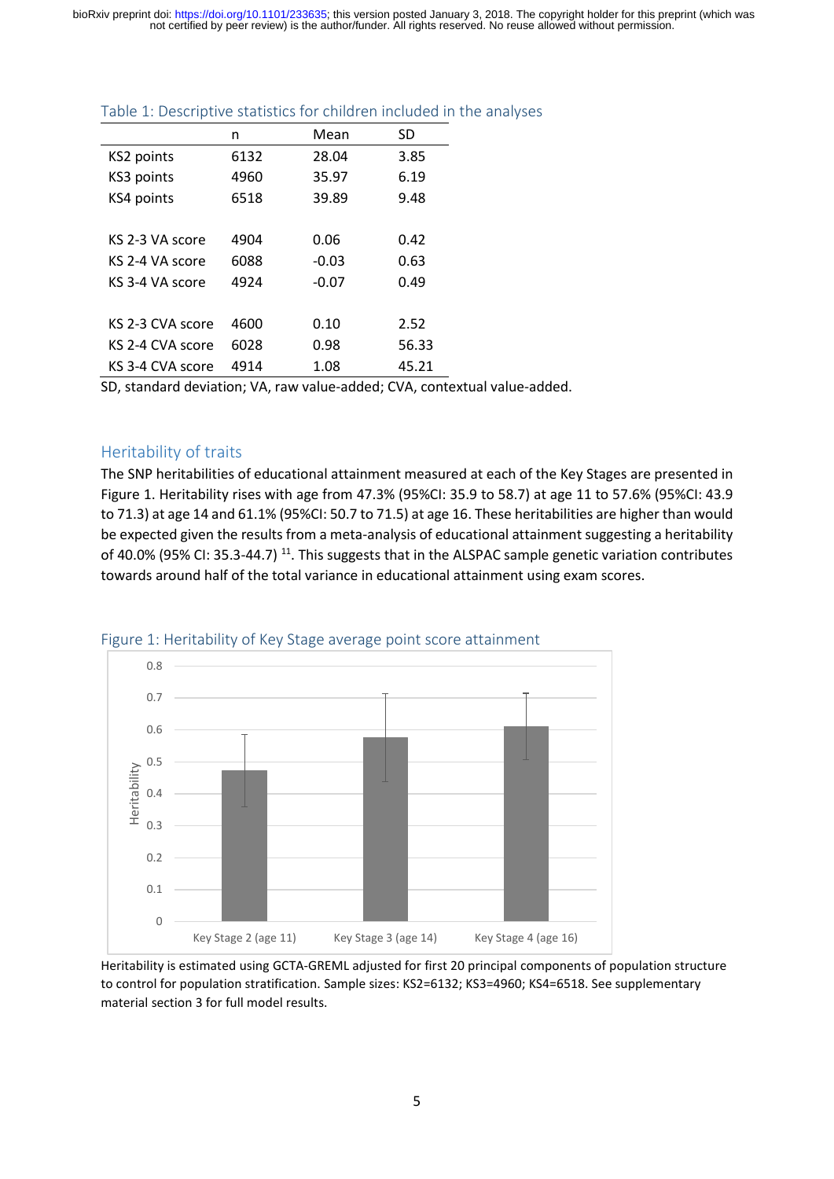Table 1: Descriptive statistics for children included in the analyses

| | n | Mean | SD |
|---|---|---|---|
| KS2 points | 6132 | 28.04 | 3.85 |
| KS3 points | 4960 | 35.97 | 6.19 |
| KS4 points | 6518 | 39.89 | 9.48 |
| | | | |
| KS 2-3 VA score | 4904 | 0.06 | 0.42 |
| KS 2-4 VA score | 6088 | -0.03 | 0.63 |
| KS 3-4 VA score | 4924 | -0.07 | 0.49 |
| | | | |
| KS 2-3 CVA score | 4600 | 0.10 | 2.52 |
| KS 2-4 CVA score | 6028 | 0.98 | 56.33 |
| KS 3-4 CVA score | 4914 | 1.08 | 45.21 |

SD, standard deviation; VA, raw value-added; CVA, contextual value-added.

## Heritability of traits

The SNP heritabilities of educational attainment measured at each of the Key Stages are presented in Figure 1. Heritability rises with age from 47.3% (95%CI: 35.9 to 58.7) at age 11 to 57.6% (95%CI: 43.9 to 71.3) at age 14 and 61.1% (95%CI: 50.7 to 71.5) at age 16. These heritabilities are higher than would be expected given the results from a meta-analysis of educational attainment suggesting a heritability of 40.0% (95% CI: 35.3-44.7) [11]. This suggests that in the ALSPAC sample genetic variation contributes towards around half of the total variance in educational attainment using exam scores.

Figure 1: Heritability of Key Stage average point score attainment

| | Heritability |
|---|---|
| Key Stage 2 (age 11) | 0.473 (95%CI: 0.359 to 0.587) |
| Key Stage 3 (age 14) | 0.576 (95%CI: 0.439 to 0.713) |
| Key Stage 4 (age 16) | 0.611 (95%CI: 0.507 to 0.715) |

Heritability is estimated using GCTA-GREML adjusted for first 20 principal components of population structure to control for population stratification. Sample sizes: KS2=6132; KS3=4960; KS4=6518. See supplementary material section 3 for full model results.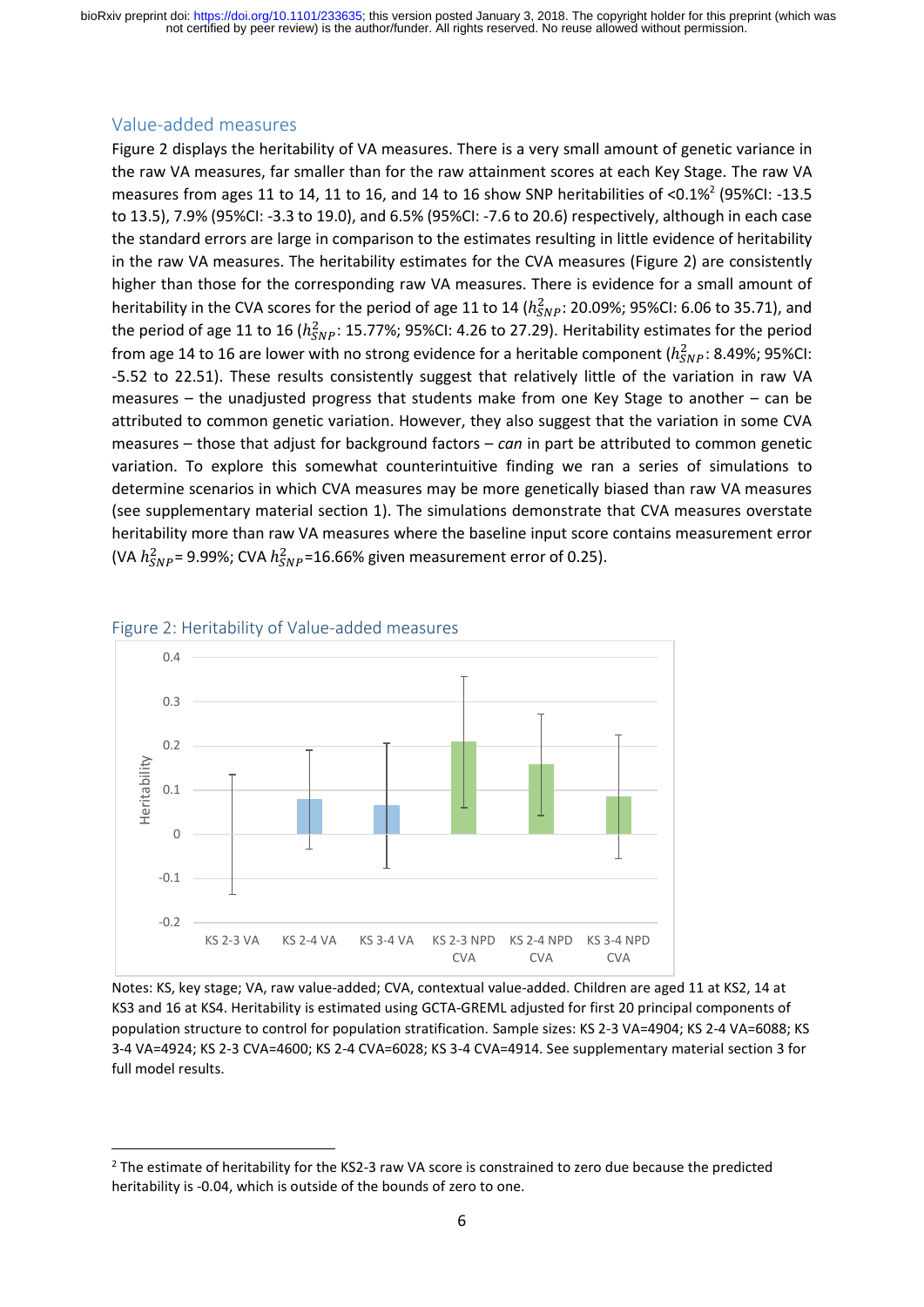## Value-added measures

Figure 2 displays the heritability of VA measures. There is a very small amount of genetic variance in the raw VA measures, far smaller than for the raw attainment scores at each Key Stage. The raw VA measures from ages 11 to 14, 11 to 16, and 14 to 16 show SNP heritabilities of <0.1%[2] (95%CI: -13.5 to 13.5), 7.9% (95%CI: -3.3 to 19.0), and 6.5% (95%CI: -7.6 to 20.6) respectively, although in each case the standard errors are large in comparison to the estimates resulting in little evidence of heritability in the raw VA measures. The heritability estimates for the CVA measures (Figure 2) are consistently higher than those for the corresponding raw VA measures. There is evidence for a small amount of heritability in the CVA scores for the period of age 11 to 14 ($h^2_{SNP}$: 20.09%; 95%CI: 6.06 to 35.71), and the period of age 11 to 16 ($h^2_{SNP}$: 15.77%; 95%CI: 4.26 to 27.29). Heritability estimates for the period from age 14 to 16 are lower with no strong evidence for a heritable component ($h^2_{SNP}$: 8.49%; 95%CI: -5.52 to 22.51). These results consistently suggest that relatively little of the variation in raw VA measures – the unadjusted progress that students make from one Key Stage to another – can be attributed to common genetic variation. However, they also suggest that the variation in some CVA measures – those that adjust for background factors – *can* in part be attributed to common genetic variation. To explore this somewhat counterintuitive finding we ran a series of simulations to determine scenarios in which CVA measures may be more genetically biased than raw VA measures (see supplementary material section 1). The simulations demonstrate that CVA measures overstate heritability more than raw VA measures where the baseline input score contains measurement error (VA $h^2_{SNP}$= 9.99%; CVA $h^2_{SNP}$=16.66% given measurement error of 0.25).

Figure 2: Heritability of Value-added measures

Notes: KS, key stage; VA, raw value-added; CVA, contextual value-added. Children are aged 11 at KS2, 14 at KS3 and 16 at KS4. Heritability is estimated using GCTA-GREML adjusted for first 20 principal components of population structure to control for population stratification. Sample sizes: KS 2-3 VA=4904; KS 2-4 VA=6088; KS 3-4 VA=4924; KS 2-3 CVA=4600; KS 2-4 CVA=6028; KS 3-4 CVA=4914. See supplementary material section 3 for full model results.

[2] The estimate of heritability for the KS2-3 raw VA score is constrained to zero due because the predicted heritability is -0.04, which is outside of the bounds of zero to one.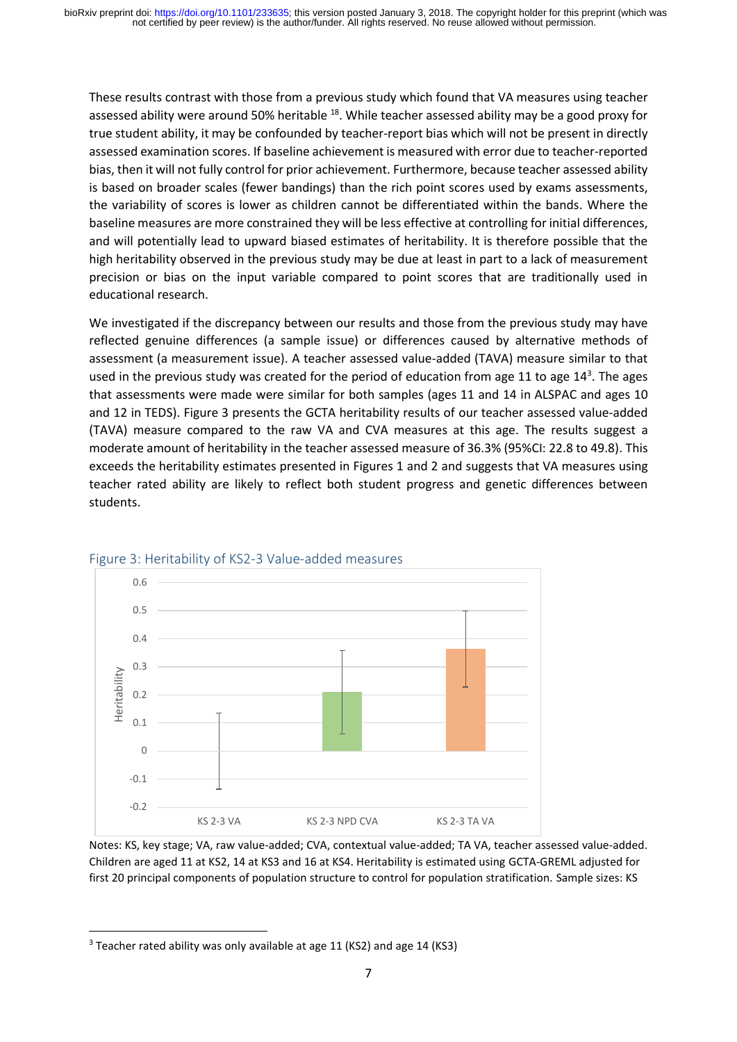These results contrast with those from a previous study which found that VA measures using teacher assessed ability were around 50% heritable [18]. While teacher assessed ability may be a good proxy for true student ability, it may be confounded by teacher-report bias which will not be present in directly assessed examination scores. If baseline achievement is measured with error due to teacher-reported bias, then it will not fully control for prior achievement. Furthermore, because teacher assessed ability is based on broader scales (fewer bandings) than the rich point scores used by exams assessments, the variability of scores is lower as children cannot be differentiated within the bands. Where the baseline measures are more constrained they will be less effective at controlling for initial differences, and will potentially lead to upward biased estimates of heritability. It is therefore possible that the high heritability observed in the previous study may be due at least in part to a lack of measurement precision or bias on the input variable compared to point scores that are traditionally used in educational research.

We investigated if the discrepancy between our results and those from the previous study may have reflected genuine differences (a sample issue) or differences caused by alternative methods of assessment (a measurement issue). A teacher assessed value-added (TAVA) measure similar to that used in the previous study was created for the period of education from age 11 to age 14[3]. The ages that assessments were made were similar for both samples (ages 11 and 14 in ALSPAC and ages 10 and 12 in TEDS). Figure 3 presents the GCTA heritability results of our teacher assessed value-added (TAVA) measure compared to the raw VA and CVA measures at this age. The results suggest a moderate amount of heritability in the teacher assessed measure of 36.3% (95%CI: 22.8 to 49.8). This exceeds the heritability estimates presented in Figures 1 and 2 and suggests that VA measures using teacher rated ability are likely to reflect both student progress and genetic differences between students.

Figure 3: Heritability of KS2-3 Value-added measures

Notes: KS, key stage; VA, raw value-added; CVA, contextual value-added; TA VA, teacher assessed value-added. Children are aged 11 at KS2, 14 at KS3 and 16 at KS4. Heritability is estimated using GCTA-GREML adjusted for first 20 principal components of population structure to control for population stratification. Sample sizes: KS

[3] Teacher rated ability was only available at age 11 (KS2) and age 14 (KS3)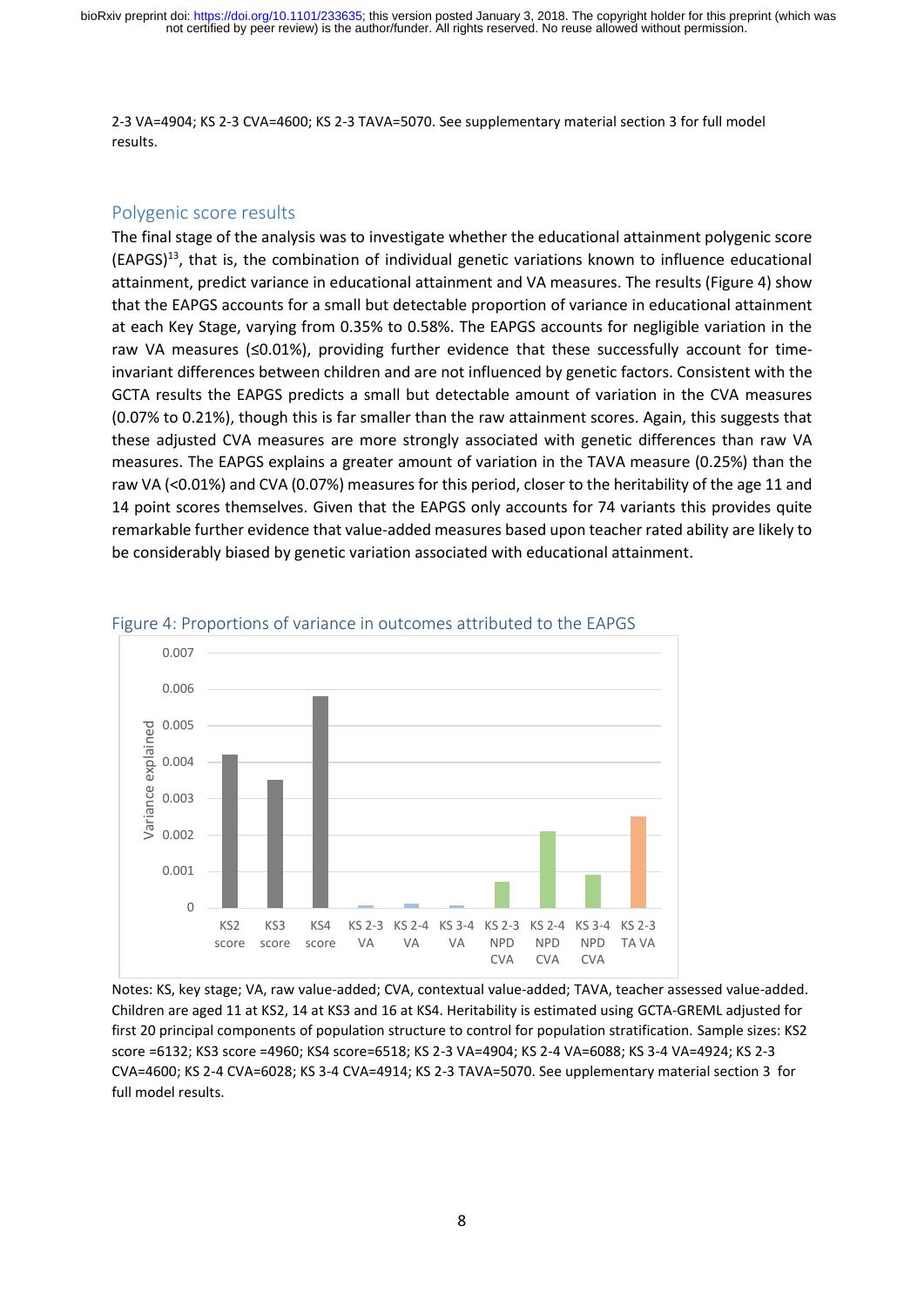2-3 VA=4904; KS 2-3 CVA=4600; KS 2-3 TAVA=5070. See supplementary material section 3 for full model results.

## Polygenic score results

The final stage of the analysis was to investigate whether the educational attainment polygenic score (EAPGS)[13], that is, the combination of individual genetic variations known to influence educational attainment, predict variance in educational attainment and VA measures. The results (Figure 4) show that the EAPGS accounts for a small but detectable proportion of variance in educational attainment at each Key Stage, varying from 0.35% to 0.58%. The EAPGS accounts for negligible variation in the raw VA measures (≤0.01%), providing further evidence that these successfully account for time-invariant differences between children and are not influenced by genetic factors. Consistent with the GCTA results the EAPGS predicts a small but detectable amount of variation in the CVA measures (0.07% to 0.21%), though this is far smaller than the raw attainment scores. Again, this suggests that these adjusted CVA measures are more strongly associated with genetic differences than raw VA measures. The EAPGS explains a greater amount of variation in the TAVA measure (0.25%) than the raw VA (<0.01%) and CVA (0.07%) measures for this period, closer to the heritability of the age 11 and 14 point scores themselves. Given that the EAPGS only accounts for 74 variants this provides quite remarkable further evidence that value-added measures based upon teacher rated ability are likely to be considerably biased by genetic variation associated with educational attainment.

Figure 4: Proportions of variance in outcomes attributed to the EAPGS

Notes: KS, key stage; VA, raw value-added; CVA, contextual value-added; TAVA, teacher assessed value-added. Children are aged 11 at KS2, 14 at KS3 and 16 at KS4. Heritability is estimated using GCTA-GREML adjusted for first 20 principal components of population structure to control for population stratification. Sample sizes: KS2 score =6132; KS3 score =4960; KS4 score=6518; KS 2-3 VA=4904; KS 2-4 VA=6088; KS 3-4 VA=4924; KS 2-3 CVA=4600; KS 2-4 CVA=6028; KS 3-4 CVA=4914; KS 2-3 TAVA=5070. See upplementary material section 3 for full model results.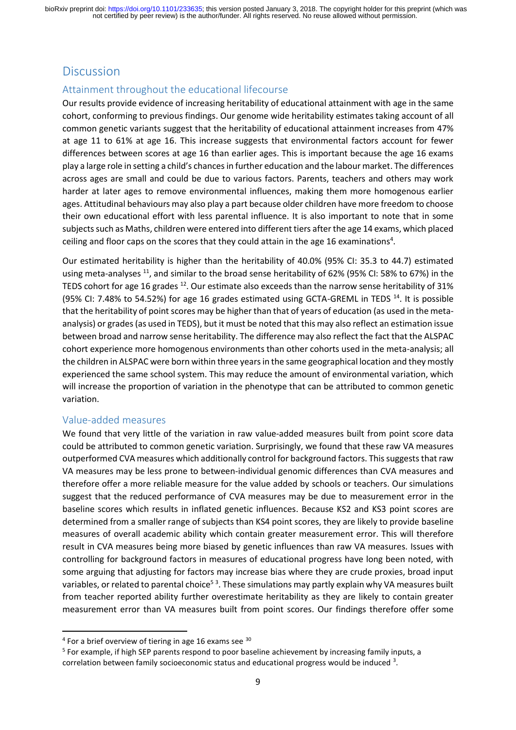# Discussion

## Attainment throughout the educational lifecourse

Our results provide evidence of increasing heritability of educational attainment with age in the same cohort, conforming to previous findings. Our genome wide heritability estimates taking account of all common genetic variants suggest that the heritability of educational attainment increases from 47% at age 11 to 61% at age 16. This increase suggests that environmental factors account for fewer differences between scores at age 16 than earlier ages. This is important because the age 16 exams play a large role in setting a child's chances in further education and the labour market. The differences across ages are small and could be due to various factors. Parents, teachers and others may work harder at later ages to remove environmental influences, making them more homogenous earlier ages. Attitudinal behaviours may also play a part because older children have more freedom to choose their own educational effort with less parental influence. It is also important to note that in some subjects such as Maths, children were entered into different tiers after the age 14 exams, which placed ceiling and floor caps on the scores that they could attain in the age 16 examinations[4].

Our estimated heritability is higher than the heritability of 40.0% (95% CI: 35.3 to 44.7) estimated using meta-analyses [11], and similar to the broad sense heritability of 62% (95% CI: 58% to 67%) in the TEDS cohort for age 16 grades [12]. Our estimate also exceeds than the narrow sense heritability of 31% (95% CI: 7.48% to 54.52%) for age 16 grades estimated using GCTA-GREML in TEDS [14]. It is possible that the heritability of point scores may be higher than that of years of education (as used in the meta-analysis) or grades (as used in TEDS), but it must be noted that this may also reflect an estimation issue between broad and narrow sense heritability. The difference may also reflect the fact that the ALSPAC cohort experience more homogenous environments than other cohorts used in the meta-analysis; all the children in ALSPAC were born within three years in the same geographical location and they mostly experienced the same school system. This may reduce the amount of environmental variation, which will increase the proportion of variation in the phenotype that can be attributed to common genetic variation.

## Value-added measures

We found that very little of the variation in raw value-added measures built from point score data could be attributed to common genetic variation. Surprisingly, we found that these raw VA measures outperformed CVA measures which additionally control for background factors. This suggests that raw VA measures may be less prone to between-individual genomic differences than CVA measures and therefore offer a more reliable measure for the value added by schools or teachers. Our simulations suggest that the reduced performance of CVA measures may be due to measurement error in the baseline scores which results in inflated genetic influences. Because KS2 and KS3 point scores are determined from a smaller range of subjects than KS4 point scores, they are likely to provide baseline measures of overall academic ability which contain greater measurement error. This will therefore result in CVA measures being more biased by genetic influences than raw VA measures. Issues with controlling for background factors in measures of educational progress have long been noted, with some arguing that adjusting for factors may increase bias where they are crude proxies, broad input variables, or related to parental choice[5] [3]. These simulations may partly explain why VA measures built from teacher reported ability further overestimate heritability as they are likely to contain greater measurement error than VA measures built from point scores. Our findings therefore offer some

---

[4] For a brief overview of tiering in age 16 exams see [30]

[5] For example, if high SEP parents respond to poor baseline achievement by increasing family inputs, a correlation between family socioeconomic status and educational progress would be induced [3].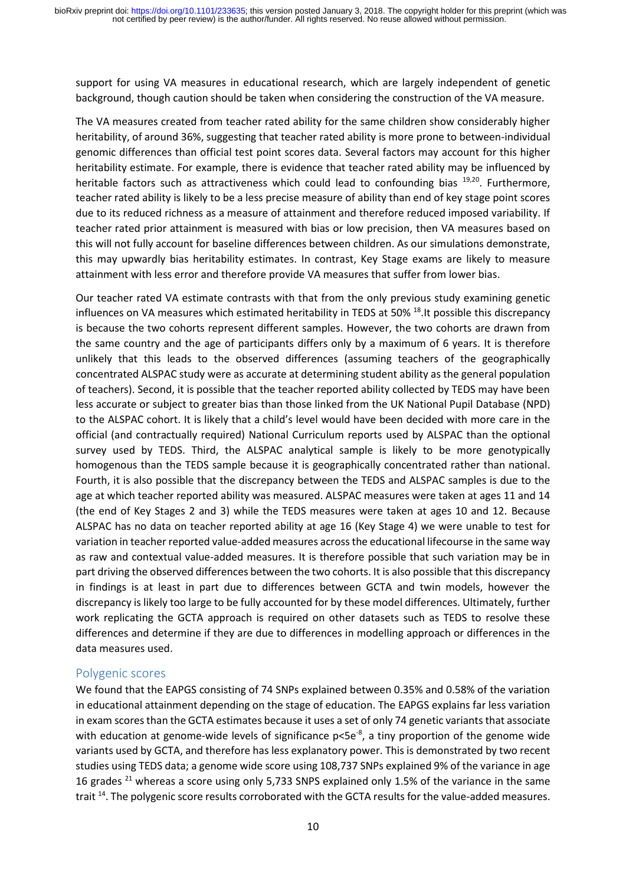support for using VA measures in educational research, which are largely independent of genetic background, though caution should be taken when considering the construction of the VA measure.

The VA measures created from teacher rated ability for the same children show considerably higher heritability, of around 36%, suggesting that teacher rated ability is more prone to between-individual genomic differences than official test point scores data. Several factors may account for this higher heritability estimate. For example, there is evidence that teacher rated ability may be influenced by heritable factors such as attractiveness which could lead to confounding bias [19,20]. Furthermore, teacher rated ability is likely to be a less precise measure of ability than end of key stage point scores due to its reduced richness as a measure of attainment and therefore reduced imposed variability. If teacher rated prior attainment is measured with bias or low precision, then VA measures based on this will not fully account for baseline differences between children. As our simulations demonstrate, this may upwardly bias heritability estimates. In contrast, Key Stage exams are likely to measure attainment with less error and therefore provide VA measures that suffer from lower bias.

Our teacher rated VA estimate contrasts with that from the only previous study examining genetic influences on VA measures which estimated heritability in TEDS at 50% [18].It possible this discrepancy is because the two cohorts represent different samples. However, the two cohorts are drawn from the same country and the age of participants differs only by a maximum of 6 years. It is therefore unlikely that this leads to the observed differences (assuming teachers of the geographically concentrated ALSPAC study were as accurate at determining student ability as the general population of teachers). Second, it is possible that the teacher reported ability collected by TEDS may have been less accurate or subject to greater bias than those linked from the UK National Pupil Database (NPD) to the ALSPAC cohort. It is likely that a child's level would have been decided with more care in the official (and contractually required) National Curriculum reports used by ALSPAC than the optional survey used by TEDS. Third, the ALSPAC analytical sample is likely to be more genotypically homogenous than the TEDS sample because it is geographically concentrated rather than national. Fourth, it is also possible that the discrepancy between the TEDS and ALSPAC samples is due to the age at which teacher reported ability was measured. ALSPAC measures were taken at ages 11 and 14 (the end of Key Stages 2 and 3) while the TEDS measures were taken at ages 10 and 12. Because ALSPAC has no data on teacher reported ability at age 16 (Key Stage 4) we were unable to test for variation in teacher reported value-added measures across the educational lifecourse in the same way as raw and contextual value-added measures. It is therefore possible that such variation may be in part driving the observed differences between the two cohorts. It is also possible that this discrepancy in findings is at least in part due to differences between GCTA and twin models, however the discrepancy is likely too large to be fully accounted for by these model differences. Ultimately, further work replicating the GCTA approach is required on other datasets such as TEDS to resolve these differences and determine if they are due to differences in modelling approach or differences in the data measures used.

## Polygenic scores

We found that the EAPGS consisting of 74 SNPs explained between 0.35% and 0.58% of the variation in educational attainment depending on the stage of education. The EAPGS explains far less variation in exam scores than the GCTA estimates because it uses a set of only 74 genetic variants that associate with education at genome-wide levels of significance $p<5e^{-8}$, a tiny proportion of the genome wide variants used by GCTA, and therefore has less explanatory power. This is demonstrated by two recent studies using TEDS data; a genome wide score using 108,737 SNPs explained 9% of the variance in age 16 grades [21] whereas a score using only 5,733 SNPS explained only 1.5% of the variance in the same trait [14]. The polygenic score results corroborated with the GCTA results for the value-added measures.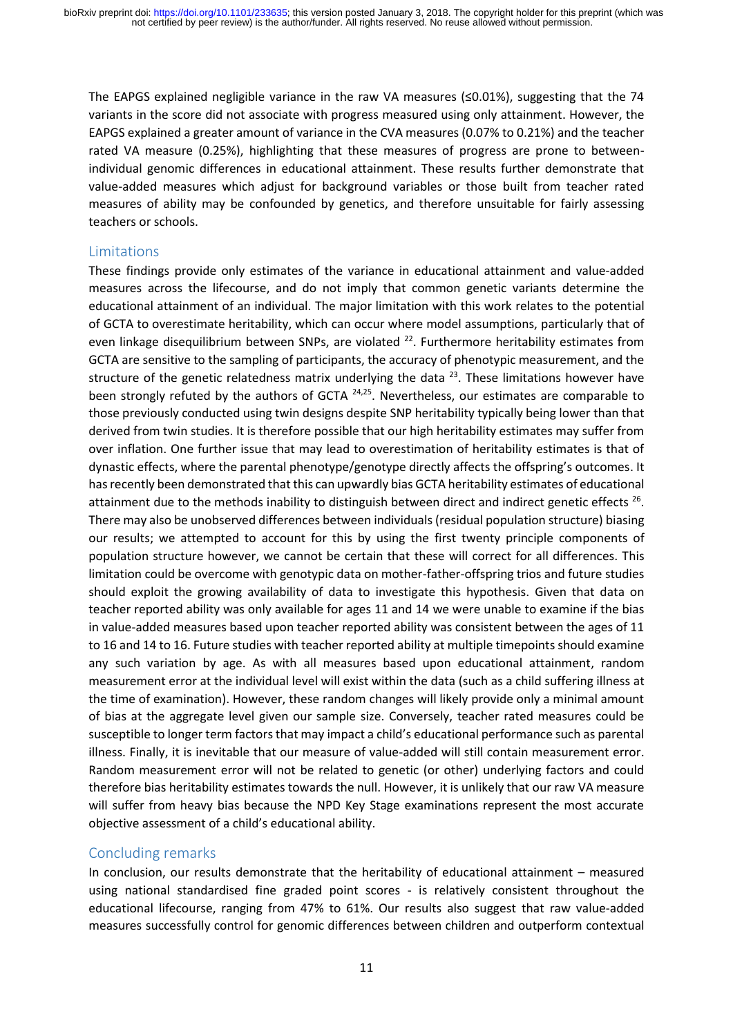The EAPGS explained negligible variance in the raw VA measures (≤0.01%), suggesting that the 74 variants in the score did not associate with progress measured using only attainment. However, the EAPGS explained a greater amount of variance in the CVA measures (0.07% to 0.21%) and the teacher rated VA measure (0.25%), highlighting that these measures of progress are prone to between-individual genomic differences in educational attainment. These results further demonstrate that value-added measures which adjust for background variables or those built from teacher rated measures of ability may be confounded by genetics, and therefore unsuitable for fairly assessing teachers or schools.

## Limitations

These findings provide only estimates of the variance in educational attainment and value-added measures across the lifecourse, and do not imply that common genetic variants determine the educational attainment of an individual. The major limitation with this work relates to the potential of GCTA to overestimate heritability, which can occur where model assumptions, particularly that of even linkage disequilibrium between SNPs, are violated [22]. Furthermore heritability estimates from GCTA are sensitive to the sampling of participants, the accuracy of phenotypic measurement, and the structure of the genetic relatedness matrix underlying the data [23]. These limitations however have been strongly refuted by the authors of GCTA [24,25]. Nevertheless, our estimates are comparable to those previously conducted using twin designs despite SNP heritability typically being lower than that derived from twin studies. It is therefore possible that our high heritability estimates may suffer from over inflation. One further issue that may lead to overestimation of heritability estimates is that of dynastic effects, where the parental phenotype/genotype directly affects the offspring's outcomes. It has recently been demonstrated that this can upwardly bias GCTA heritability estimates of educational attainment due to the methods inability to distinguish between direct and indirect genetic effects [26]. There may also be unobserved differences between individuals (residual population structure) biasing our results; we attempted to account for this by using the first twenty principle components of population structure however, we cannot be certain that these will correct for all differences. This limitation could be overcome with genotypic data on mother-father-offspring trios and future studies should exploit the growing availability of data to investigate this hypothesis. Given that data on teacher reported ability was only available for ages 11 and 14 we were unable to examine if the bias in value-added measures based upon teacher reported ability was consistent between the ages of 11 to 16 and 14 to 16. Future studies with teacher reported ability at multiple timepoints should examine any such variation by age. As with all measures based upon educational attainment, random measurement error at the individual level will exist within the data (such as a child suffering illness at the time of examination). However, these random changes will likely provide only a minimal amount of bias at the aggregate level given our sample size. Conversely, teacher rated measures could be susceptible to longer term factors that may impact a child's educational performance such as parental illness. Finally, it is inevitable that our measure of value-added will still contain measurement error. Random measurement error will not be related to genetic (or other) underlying factors and could therefore bias heritability estimates towards the null. However, it is unlikely that our raw VA measure will suffer from heavy bias because the NPD Key Stage examinations represent the most accurate objective assessment of a child's educational ability.

## Concluding remarks

In conclusion, our results demonstrate that the heritability of educational attainment – measured using national standardised fine graded point scores - is relatively consistent throughout the educational lifecourse, ranging from 47% to 61%. Our results also suggest that raw value-added measures successfully control for genomic differences between children and outperform contextual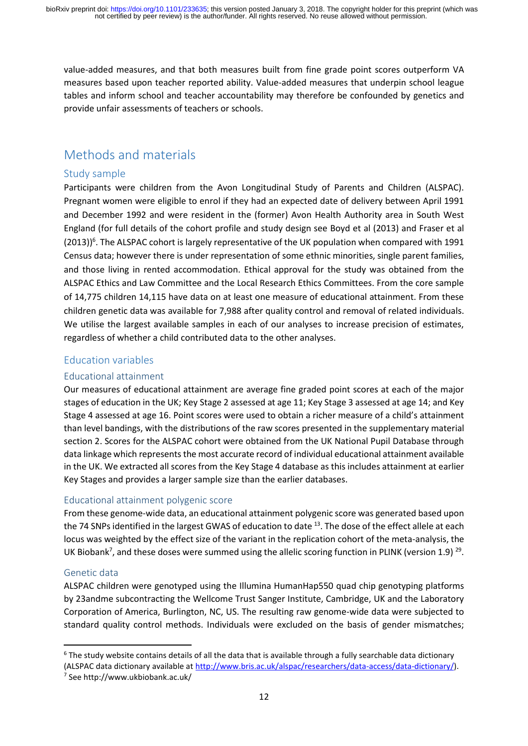value-added measures, and that both measures built from fine grade point scores outperform VA measures based upon teacher reported ability. Value-added measures that underpin school league tables and inform school and teacher accountability may therefore be confounded by genetics and provide unfair assessments of teachers or schools.

# Methods and materials

## Study sample

Participants were children from the Avon Longitudinal Study of Parents and Children (ALSPAC). Pregnant women were eligible to enrol if they had an expected date of delivery between April 1991 and December 1992 and were resident in the (former) Avon Health Authority area in South West England (for full details of the cohort profile and study design see Boyd et al (2013) and Fraser et al (2013))[6]. The ALSPAC cohort is largely representative of the UK population when compared with 1991 Census data; however there is under representation of some ethnic minorities, single parent families, and those living in rented accommodation. Ethical approval for the study was obtained from the ALSPAC Ethics and Law Committee and the Local Research Ethics Committees. From the core sample of 14,775 children 14,115 have data on at least one measure of educational attainment. From these children genetic data was available for 7,988 after quality control and removal of related individuals. We utilise the largest available samples in each of our analyses to increase precision of estimates, regardless of whether a child contributed data to the other analyses.

## Education variables

### Educational attainment

Our measures of educational attainment are average fine graded point scores at each of the major stages of education in the UK; Key Stage 2 assessed at age 11; Key Stage 3 assessed at age 14; and Key Stage 4 assessed at age 16. Point scores were used to obtain a richer measure of a child's attainment than level bandings, with the distributions of the raw scores presented in the supplementary material section 2. Scores for the ALSPAC cohort were obtained from the UK National Pupil Database through data linkage which represents the most accurate record of individual educational attainment available in the UK. We extracted all scores from the Key Stage 4 database as this includes attainment at earlier Key Stages and provides a larger sample size than the earlier databases.

### Educational attainment polygenic score

From these genome-wide data, an educational attainment polygenic score was generated based upon the 74 SNPs identified in the largest GWAS of education to date [13]. The dose of the effect allele at each locus was weighted by the effect size of the variant in the replication cohort of the meta-analysis, the UK Biobank[7], and these doses were summed using the allelic scoring function in PLINK (version 1.9) [29].

### Genetic data

ALSPAC children were genotyped using the Illumina HumanHap550 quad chip genotyping platforms by 23andme subcontracting the Wellcome Trust Sanger Institute, Cambridge, UK and the Laboratory Corporation of America, Burlington, NC, US. The resulting raw genome-wide data were subjected to standard quality control methods. Individuals were excluded on the basis of gender mismatches;

---

[6] The study website contains details of all the data that is available through a fully searchable data dictionary (ALSPAC data dictionary available at http://www.bris.ac.uk/alspac/researchers/data-access/data-dictionary/).

[7] See http://www.ukbiobank.ac.uk/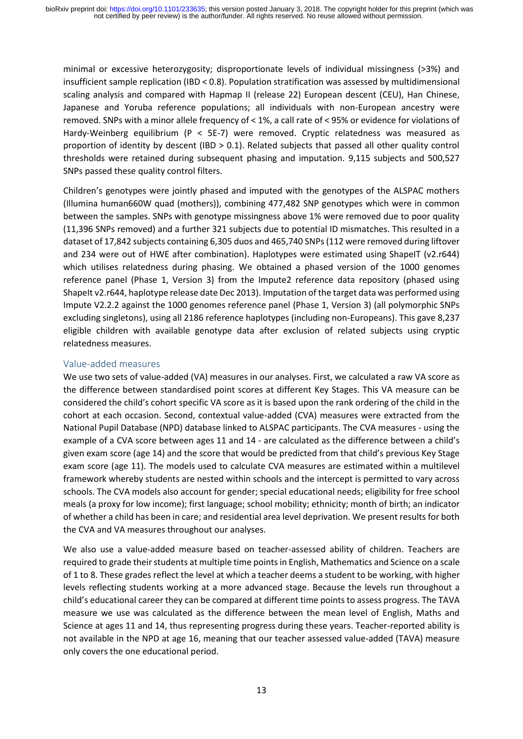minimal or excessive heterozygosity; disproportionate levels of individual missingness (>3%) and insufficient sample replication (IBD < 0.8). Population stratification was assessed by multidimensional scaling analysis and compared with Hapmap II (release 22) European descent (CEU), Han Chinese, Japanese and Yoruba reference populations; all individuals with non-European ancestry were removed. SNPs with a minor allele frequency of < 1%, a call rate of < 95% or evidence for violations of Hardy-Weinberg equilibrium (P < 5E-7) were removed. Cryptic relatedness was measured as proportion of identity by descent (IBD > 0.1). Related subjects that passed all other quality control thresholds were retained during subsequent phasing and imputation. 9,115 subjects and 500,527 SNPs passed these quality control filters.

Children's genotypes were jointly phased and imputed with the genotypes of the ALSPAC mothers (Illumina human660W quad (mothers)), combining 477,482 SNP genotypes which were in common between the samples. SNPs with genotype missingness above 1% were removed due to poor quality (11,396 SNPs removed) and a further 321 subjects due to potential ID mismatches. This resulted in a dataset of 17,842 subjects containing 6,305 duos and 465,740 SNPs (112 were removed during liftover and 234 were out of HWE after combination). Haplotypes were estimated using ShapeIT (v2.r644) which utilises relatedness during phasing. We obtained a phased version of the 1000 genomes reference panel (Phase 1, Version 3) from the Impute2 reference data repository (phased using ShapeIt v2.r644, haplotype release date Dec 2013). Imputation of the target data was performed using Impute V2.2.2 against the 1000 genomes reference panel (Phase 1, Version 3) (all polymorphic SNPs excluding singletons), using all 2186 reference haplotypes (including non-Europeans). This gave 8,237 eligible children with available genotype data after exclusion of related subjects using cryptic relatedness measures.

### Value-added measures

We use two sets of value-added (VA) measures in our analyses. First, we calculated a raw VA score as the difference between standardised point scores at different Key Stages. This VA measure can be considered the child's cohort specific VA score as it is based upon the rank ordering of the child in the cohort at each occasion. Second, contextual value-added (CVA) measures were extracted from the National Pupil Database (NPD) database linked to ALSPAC participants. The CVA measures - using the example of a CVA score between ages 11 and 14 - are calculated as the difference between a child's given exam score (age 14) and the score that would be predicted from that child's previous Key Stage exam score (age 11). The models used to calculate CVA measures are estimated within a multilevel framework whereby students are nested within schools and the intercept is permitted to vary across schools. The CVA models also account for gender; special educational needs; eligibility for free school meals (a proxy for low income); first language; school mobility; ethnicity; month of birth; an indicator of whether a child has been in care; and residential area level deprivation. We present results for both the CVA and VA measures throughout our analyses.

We also use a value-added measure based on teacher-assessed ability of children. Teachers are required to grade their students at multiple time points in English, Mathematics and Science on a scale of 1 to 8. These grades reflect the level at which a teacher deems a student to be working, with higher levels reflecting students working at a more advanced stage. Because the levels run throughout a child's educational career they can be compared at different time points to assess progress. The TAVA measure we use was calculated as the difference between the mean level of English, Maths and Science at ages 11 and 14, thus representing progress during these years. Teacher-reported ability is not available in the NPD at age 16, meaning that our teacher assessed value-added (TAVA) measure only covers the one educational period.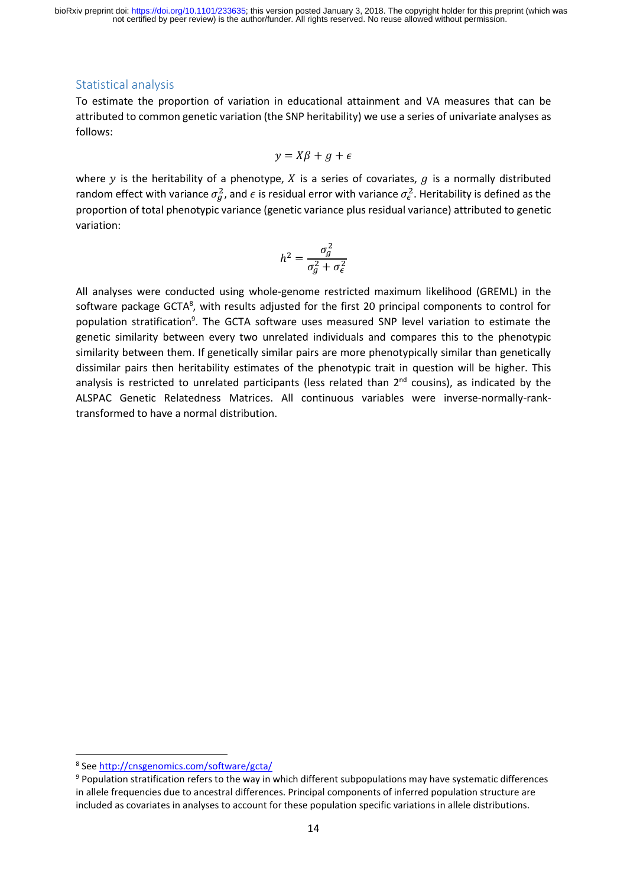## Statistical analysis

To estimate the proportion of variation in educational attainment and VA measures that can be attributed to common genetic variation (the SNP heritability) we use a series of univariate analyses as follows:

$$y = X\beta + g + \epsilon$$

where $y$ is the heritability of a phenotype, $X$ is a series of covariates, $g$ is a normally distributed random effect with variance $\sigma_g^2$, and $\epsilon$ is residual error with variance $\sigma_\epsilon^2$. Heritability is defined as the proportion of total phenotypic variance (genetic variance plus residual variance) attributed to genetic variation:

$$h^2 = \frac{\sigma_g^2}{\sigma_g^2 + \sigma_\epsilon^2}$$

All analyses were conducted using whole-genome restricted maximum likelihood (GREML) in the software package GCTA[8], with results adjusted for the first 20 principal components to control for population stratification[9]. The GCTA software uses measured SNP level variation to estimate the genetic similarity between every two unrelated individuals and compares this to the phenotypic similarity between them. If genetically similar pairs are more phenotypically similar than genetically dissimilar pairs then heritability estimates of the phenotypic trait in question will be higher. This analysis is restricted to unrelated participants (less related than 2nd cousins), as indicated by the ALSPAC Genetic Relatedness Matrices. All continuous variables were inverse-normally-rank-transformed to have a normal distribution.

---

[8] See http://cnsgenomics.com/software/gcta/

[9] Population stratification refers to the way in which different subpopulations may have systematic differences in allele frequencies due to ancestral differences. Principal components of inferred population structure are included as covariates in analyses to account for these population specific variations in allele distributions.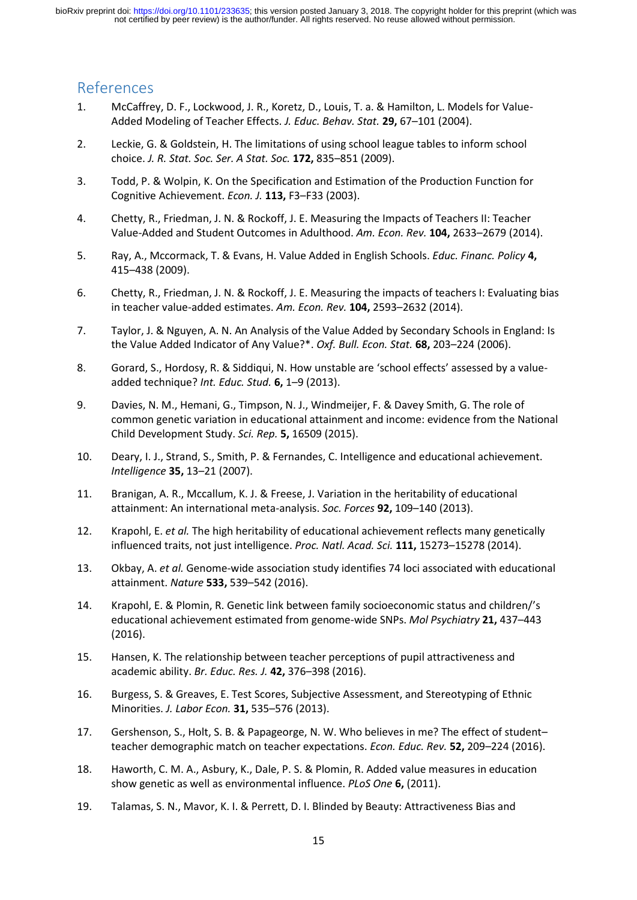## References

1. McCaffrey, D. F., Lockwood, J. R., Koretz, D., Louis, T. a. & Hamilton, L. Models for Value-Added Modeling of Teacher Effects. *J. Educ. Behav. Stat.* **29,** 67–101 (2004).
2. Leckie, G. & Goldstein, H. The limitations of using school league tables to inform school choice. *J. R. Stat. Soc. Ser. A Stat. Soc.* **172,** 835–851 (2009).
3. Todd, P. & Wolpin, K. On the Specification and Estimation of the Production Function for Cognitive Achievement. *Econ. J.* **113,** F3–F33 (2003).
4. Chetty, R., Friedman, J. N. & Rockoff, J. E. Measuring the Impacts of Teachers II: Teacher Value-Added and Student Outcomes in Adulthood. *Am. Econ. Rev.* **104,** 2633–2679 (2014).
5. Ray, A., Mccormack, T. & Evans, H. Value Added in English Schools. *Educ. Financ. Policy* **4,** 415–438 (2009).
6. Chetty, R., Friedman, J. N. & Rockoff, J. E. Measuring the impacts of teachers I: Evaluating bias in teacher value-added estimates. *Am. Econ. Rev.* **104,** 2593–2632 (2014).
7. Taylor, J. & Nguyen, A. N. An Analysis of the Value Added by Secondary Schools in England: Is the Value Added Indicator of Any Value?*. *Oxf. Bull. Econ. Stat.* **68,** 203–224 (2006).
8. Gorard, S., Hordosy, R. & Siddiqui, N. How unstable are 'school effects' assessed by a value-added technique? *Int. Educ. Stud.* **6,** 1–9 (2013).
9. Davies, N. M., Hemani, G., Timpson, N. J., Windmeijer, F. & Davey Smith, G. The role of common genetic variation in educational attainment and income: evidence from the National Child Development Study. *Sci. Rep.* **5,** 16509 (2015).
10. Deary, I. J., Strand, S., Smith, P. & Fernandes, C. Intelligence and educational achievement. *Intelligence* **35,** 13–21 (2007).
11. Branigan, A. R., Mccallum, K. J. & Freese, J. Variation in the heritability of educational attainment: An international meta-analysis. *Soc. Forces* **92,** 109–140 (2013).
12. Krapohl, E. *et al.* The high heritability of educational achievement reflects many genetically influenced traits, not just intelligence. *Proc. Natl. Acad. Sci.* **111,** 15273–15278 (2014).
13. Okbay, A. *et al.* Genome-wide association study identifies 74 loci associated with educational attainment. *Nature* **533,** 539–542 (2016).
14. Krapohl, E. & Plomin, R. Genetic link between family socioeconomic status and children/'s educational achievement estimated from genome-wide SNPs. *Mol Psychiatry* **21,** 437–443 (2016).
15. Hansen, K. The relationship between teacher perceptions of pupil attractiveness and academic ability. *Br. Educ. Res. J.* **42,** 376–398 (2016).
16. Burgess, S. & Greaves, E. Test Scores, Subjective Assessment, and Stereotyping of Ethnic Minorities. *J. Labor Econ.* **31,** 535–576 (2013).
17. Gershenson, S., Holt, S. B. & Papageorge, N. W. Who believes in me? The effect of student–teacher demographic match on teacher expectations. *Econ. Educ. Rev.* **52,** 209–224 (2016).
18. Haworth, C. M. A., Asbury, K., Dale, P. S. & Plomin, R. Added value measures in education show genetic as well as environmental influence. *PLoS One* **6,** (2011).
19. Talamas, S. N., Mavor, K. I. & Perrett, D. I. Blinded by Beauty: Attractiveness Bias and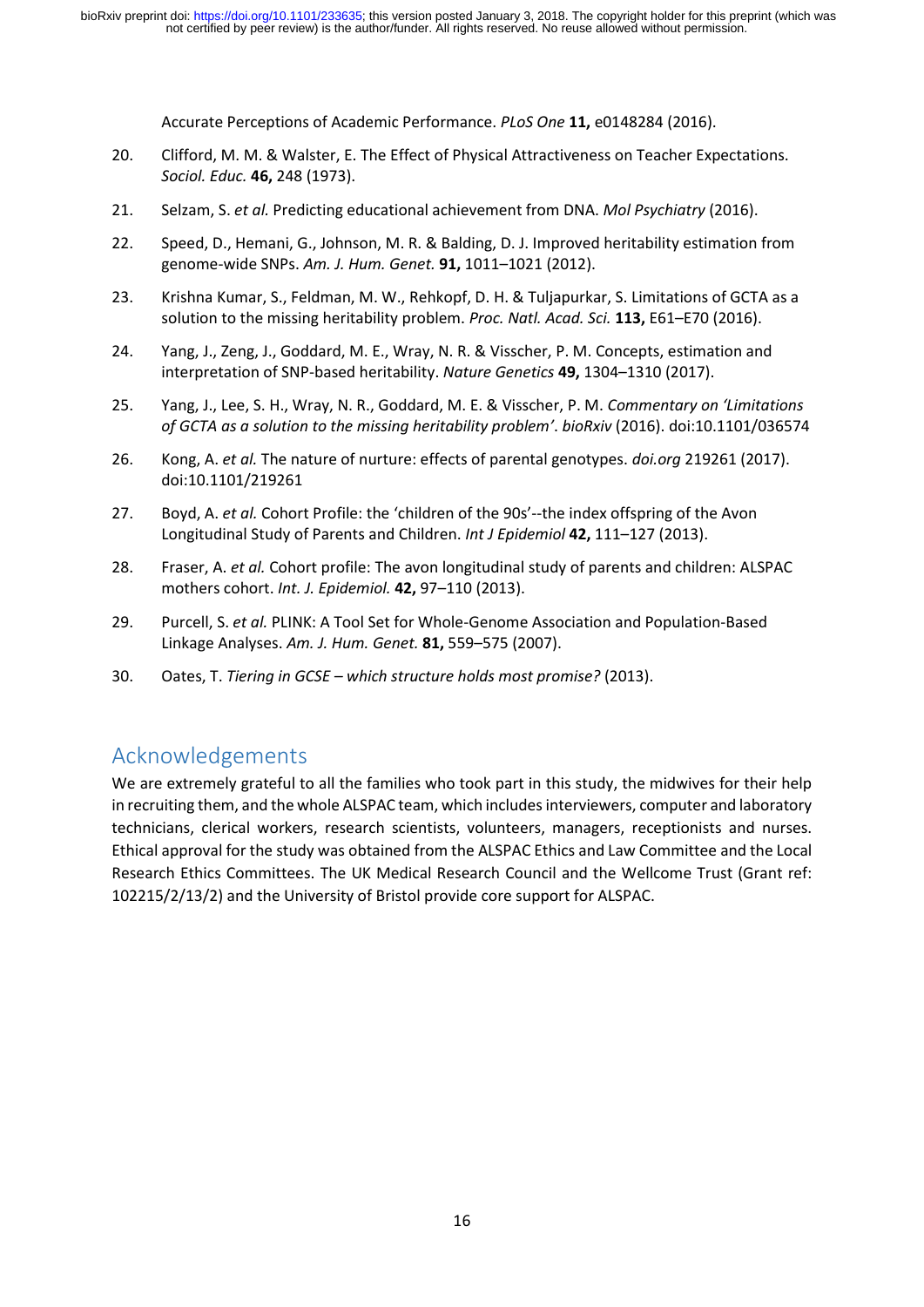Accurate Perceptions of Academic Performance. *PLoS One* **11,** e0148284 (2016).

20. Clifford, M. M. & Walster, E. The Effect of Physical Attractiveness on Teacher Expectations. *Sociol. Educ.* **46,** 248 (1973).
21. Selzam, S. *et al.* Predicting educational achievement from DNA. *Mol Psychiatry* (2016).
22. Speed, D., Hemani, G., Johnson, M. R. & Balding, D. J. Improved heritability estimation from genome-wide SNPs. *Am. J. Hum. Genet.* **91,** 1011–1021 (2012).
23. Krishna Kumar, S., Feldman, M. W., Rehkopf, D. H. & Tuljapurkar, S. Limitations of GCTA as a solution to the missing heritability problem. *Proc. Natl. Acad. Sci.* **113,** E61–E70 (2016).
24. Yang, J., Zeng, J., Goddard, M. E., Wray, N. R. & Visscher, P. M. Concepts, estimation and interpretation of SNP-based heritability. *Nature Genetics* **49,** 1304–1310 (2017).
25. Yang, J., Lee, S. H., Wray, N. R., Goddard, M. E. & Visscher, P. M. *Commentary on 'Limitations of GCTA as a solution to the missing heritability problem'*. *bioRxiv* (2016). doi:10.1101/036574
26. Kong, A. *et al.* The nature of nurture: effects of parental genotypes. *doi.org* 219261 (2017). doi:10.1101/219261
27. Boyd, A. *et al.* Cohort Profile: the 'children of the 90s'--the index offspring of the Avon Longitudinal Study of Parents and Children. *Int J Epidemiol* **42,** 111–127 (2013).
28. Fraser, A. *et al.* Cohort profile: The avon longitudinal study of parents and children: ALSPAC mothers cohort. *Int. J. Epidemiol.* **42,** 97–110 (2013).
29. Purcell, S. *et al.* PLINK: A Tool Set for Whole-Genome Association and Population-Based Linkage Analyses. *Am. J. Hum. Genet.* **81,** 559–575 (2007).
30. Oates, T. *Tiering in GCSE – which structure holds most promise?* (2013).

## Acknowledgements

We are extremely grateful to all the families who took part in this study, the midwives for their help in recruiting them, and the whole ALSPAC team, which includes interviewers, computer and laboratory technicians, clerical workers, research scientists, volunteers, managers, receptionists and nurses. Ethical approval for the study was obtained from the ALSPAC Ethics and Law Committee and the Local Research Ethics Committees. The UK Medical Research Council and the Wellcome Trust (Grant ref: 102215/2/13/2) and the University of Bristol provide core support for ALSPAC.